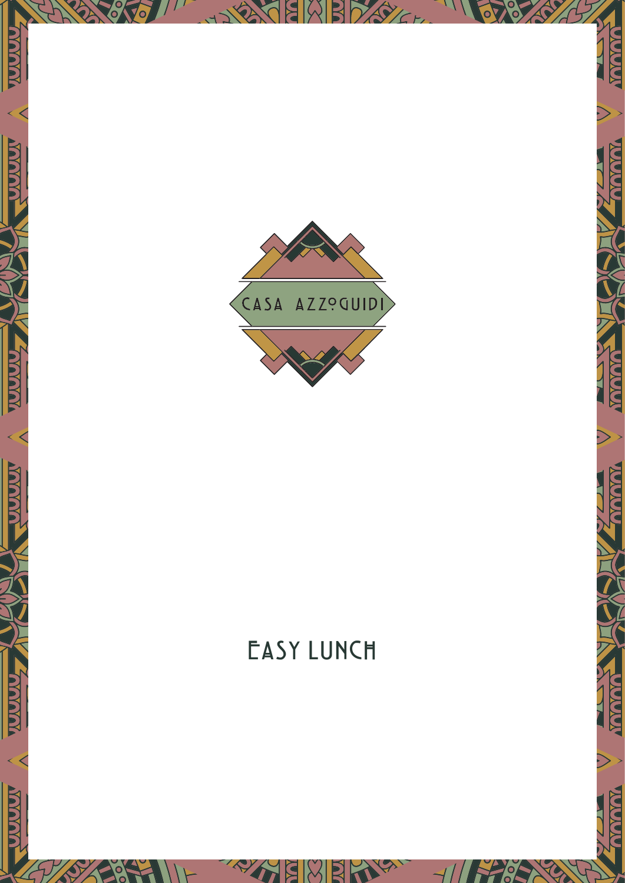CASA AZZOGUIDI

# EASY LUNCH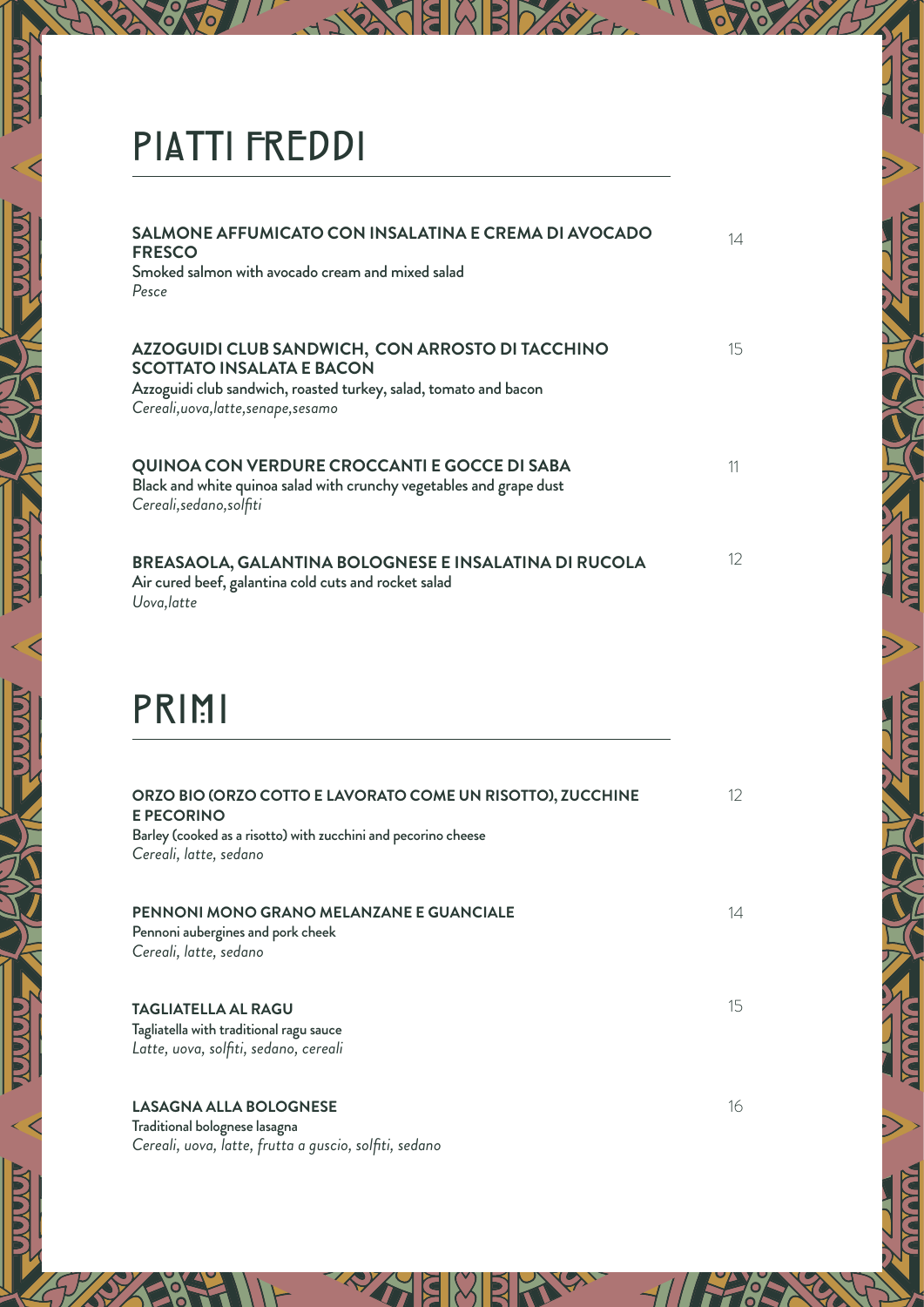# PIATTI FREDDI

**SALMONE AFFUMICATO CON INSALATINA E CREMA DI AVOCADO FRESCO** 14
Smoked salmon with avocado cream and mixed salad
*Pesce*

**AZZOGUIDI CLUB SANDWICH, CON ARROSTO DI TACCHINO SCOTTATO INSALATA E BACON** 15
Azzoguidi club sandwich, roasted turkey, salad, tomato and bacon
*Cereali,uova,latte,senape,sesamo*

**QUINOA CON VERDURE CROCCANTI E GOCCE DI SABA** 11
Black and white quinoa salad with crunchy vegetables and grape dust
*Cereali,sedano,solfiti*

**BREASAOLA, GALANTINA BOLOGNESE E INSALATINA DI RUCOLA** 12
Air cured beef, galantina cold cuts and rocket salad
*Uova,latte*

# PRIMI

**ORZO BIO (ORZO COTTO E LAVORATO COME UN RISOTTO), ZUCCHINE E PECORINO** 12
Barley (cooked as a risotto) with zucchini and pecorino cheese
*Cereali, latte, sedano*

**PENNONI MONO GRANO MELANZANE E GUANCIALE** 14
Pennoni aubergines and pork cheek
*Cereali, latte, sedano*

**TAGLIATELLA AL RAGU** 15
Tagliatella with traditional ragu sauce
*Latte, uova, solfiti, sedano, cereali*

**LASAGNA ALLA BOLOGNESE** 16
Traditional bolognese lasagna
*Cereali, uova, latte, frutta a guscio, solfiti, sedano*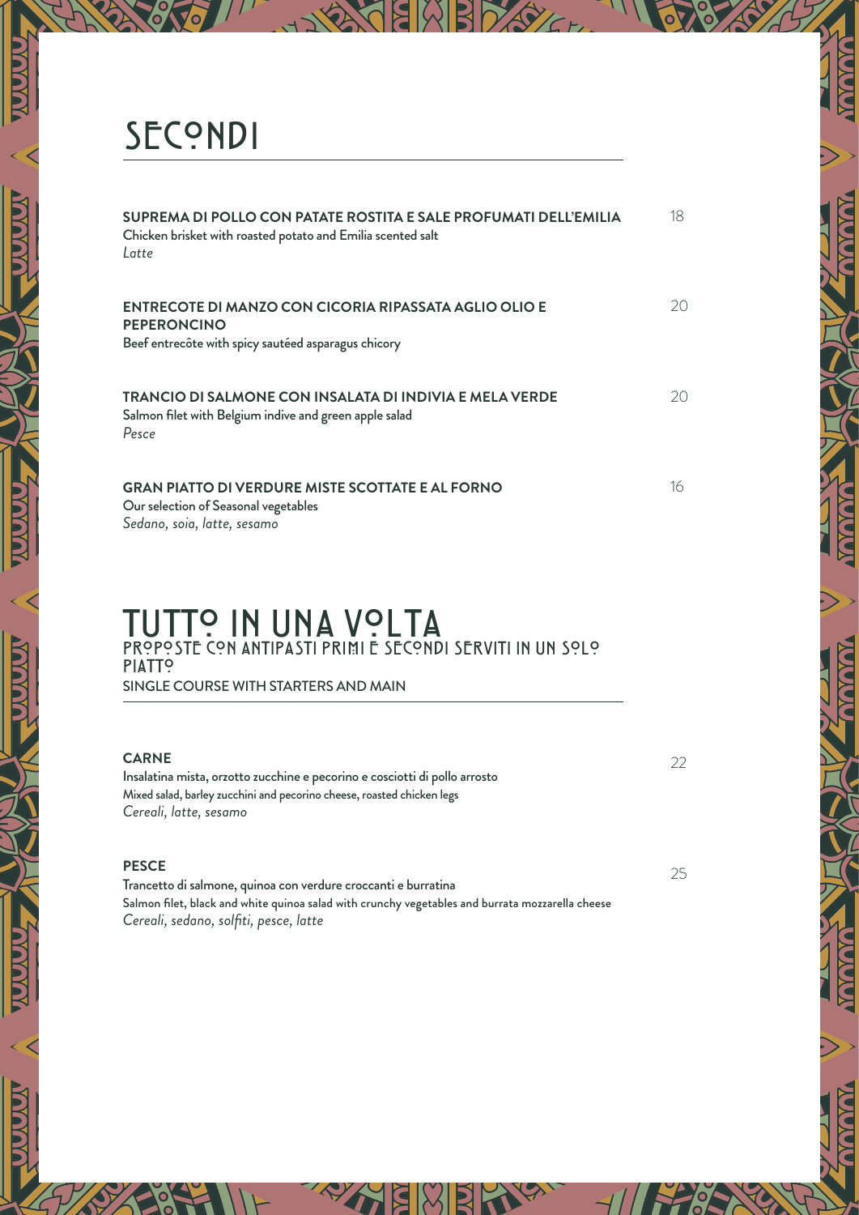# SECONDI

**SUPREMA DI POLLO CON PATATE ROSTITA E SALE PROFUMATI DELL'EMILIA** 18
Chicken brisket with roasted potato and Emilia scented salt
*Latte*

**ENTRECOTE DI MANZO CON CICORIA RIPASSATA AGLIO OLIO E PEPERONCINO** 20
Beef entrecôte with spicy sautéed asparagus chicory

**TRANCIO DI SALMONE CON INSALATA DI INDIVIA E MELA VERDE** 20
Salmon filet with Belgium indive and green apple salad
*Pesce*

**GRAN PIATTO DI VERDURE MISTE SCOTTATE E AL FORNO** 16
Our selection of Seasonal vegetables
*Sedano, soia, latte, sesamo*

# TUTTO IN UNA VOLTA

## PROPOSTE CON ANTIPASTI PRIMI E SECONDI SERVITI IN UN SOLO PIATTO

SINGLE COURSE WITH STARTERS AND MAIN

**CARNE** 22
Insalatina mista, orzotto zucchine e pecorino e cosciotti di pollo arrosto
Mixed salad, barley zucchini and pecorino cheese, roasted chicken legs
*Cereali, latte, sesamo*

**PESCE** 25
Trancetto di salmone, quinoa con verdure croccanti e burratina
Salmon filet, black and white quinoa salad with crunchy vegetables and burrata mozzarella cheese
*Cereali, sedano, solfiti, pesce, latte*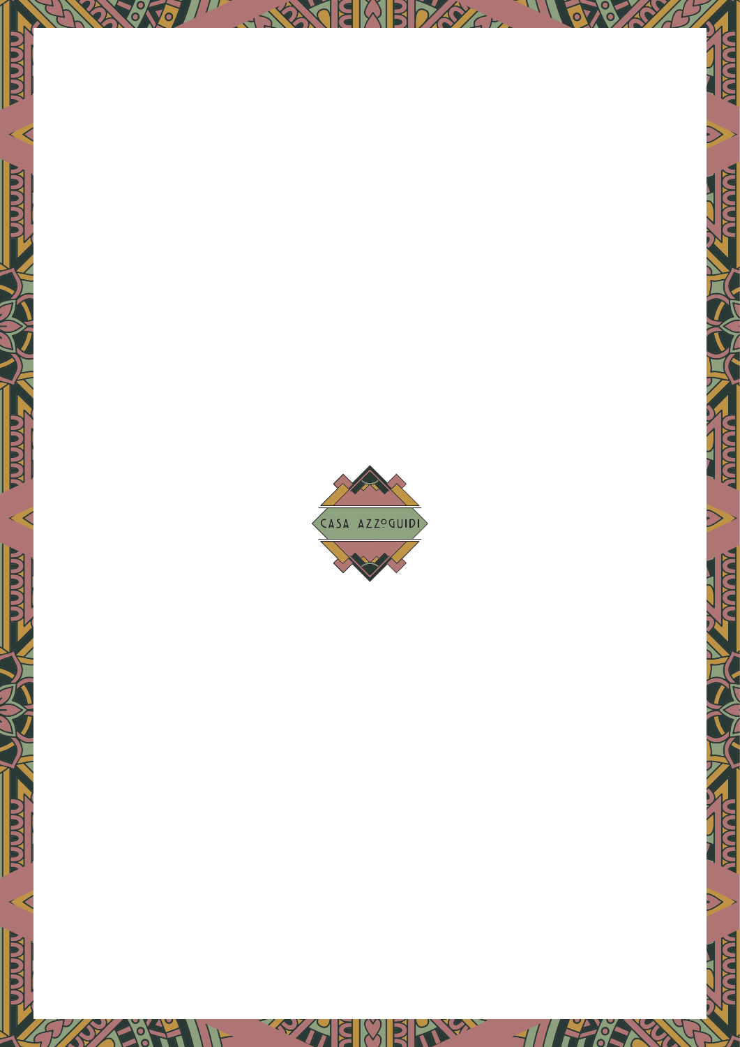CASA AZZOGUIDI